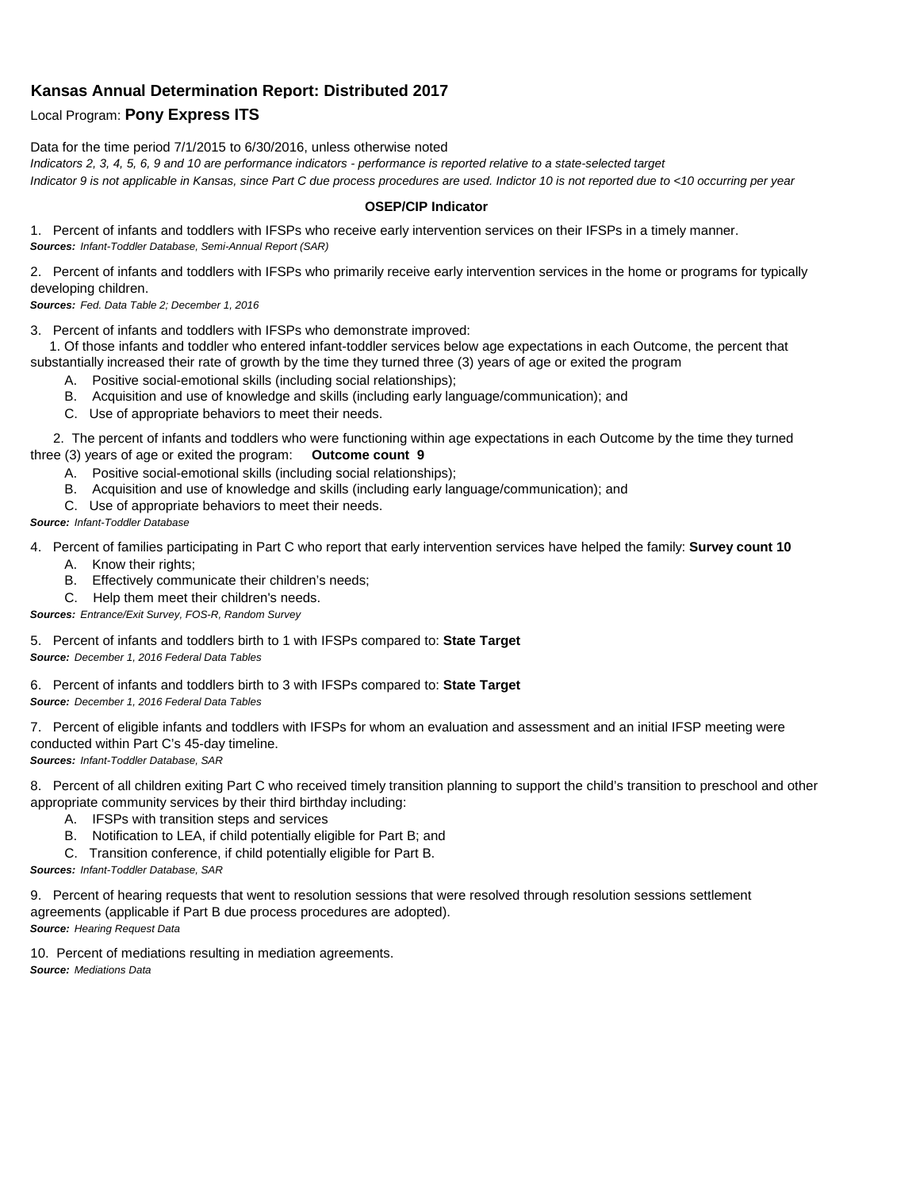## Kansas Annual Determination Report: Distributed 2017

Local Program: **Pony Express ITS**

Data for the time period 7/1/2015 to 6/30/2016, unless otherwise noted

*Indicators 2, 3, 4, 5, 6, 9 and 10 are performance indicators - performance is reported relative to a state-selected target*

*Indicator 9 is not applicable in Kansas, since Part C due process procedures are used. Indictor 10 is not reported due to <10 occurring per year*

**OSEP/CIP Indicator**

1. Percent of infants and toddlers with IFSPs who receive early intervention services on their IFSPs in a timely manner.
***Sources:*** *Infant-Toddler Database, Semi-Annual Report (SAR)*

2. Percent of infants and toddlers with IFSPs who primarily receive early intervention services in the home or programs for typically developing children.
***Sources:*** *Fed. Data Table 2; December 1, 2016*

3. Percent of infants and toddlers with IFSPs who demonstrate improved:

   1. Of those infants and toddler who entered infant-toddler services below age expectations in each Outcome, the percent that substantially increased their rate of growth by the time they turned three (3) years of age or exited the program
      - A. Positive social-emotional skills (including social relationships);
      - B. Acquisition and use of knowledge and skills (including early language/communication); and
      - C. Use of appropriate behaviors to meet their needs.

   2. The percent of infants and toddlers who were functioning within age expectations in each Outcome by the time they turned three (3) years of age or exited the program: **Outcome count 9**
      - A. Positive social-emotional skills (including social relationships);
      - B. Acquisition and use of knowledge and skills (including early language/communication); and
      - C. Use of appropriate behaviors to meet their needs.

***Source:*** *Infant-Toddler Database*

4. Percent of families participating in Part C who report that early intervention services have helped the family: **Survey count 10**
   - A. Know their rights;
   - B. Effectively communicate their children's needs;
   - C. Help them meet their children's needs.

***Sources:*** *Entrance/Exit Survey, FOS-R, Random Survey*

5. Percent of infants and toddlers birth to 1 with IFSPs compared to: **State Target**
***Source:*** *December 1, 2016 Federal Data Tables*

6. Percent of infants and toddlers birth to 3 with IFSPs compared to: **State Target**
***Source:*** *December 1, 2016 Federal Data Tables*

7. Percent of eligible infants and toddlers with IFSPs for whom an evaluation and assessment and an initial IFSP meeting were conducted within Part C's 45-day timeline.
***Sources:*** *Infant-Toddler Database, SAR*

8. Percent of all children exiting Part C who received timely transition planning to support the child's transition to preschool and other appropriate community services by their third birthday including:
   - A. IFSPs with transition steps and services
   - B. Notification to LEA, if child potentially eligible for Part B; and
   - C. Transition conference, if child potentially eligible for Part B.

***Sources:*** *Infant-Toddler Database, SAR*

9. Percent of hearing requests that went to resolution sessions that were resolved through resolution sessions settlement agreements (applicable if Part B due process procedures are adopted).
***Source:*** *Hearing Request Data*

10. Percent of mediations resulting in mediation agreements.
***Source:*** *Mediations Data*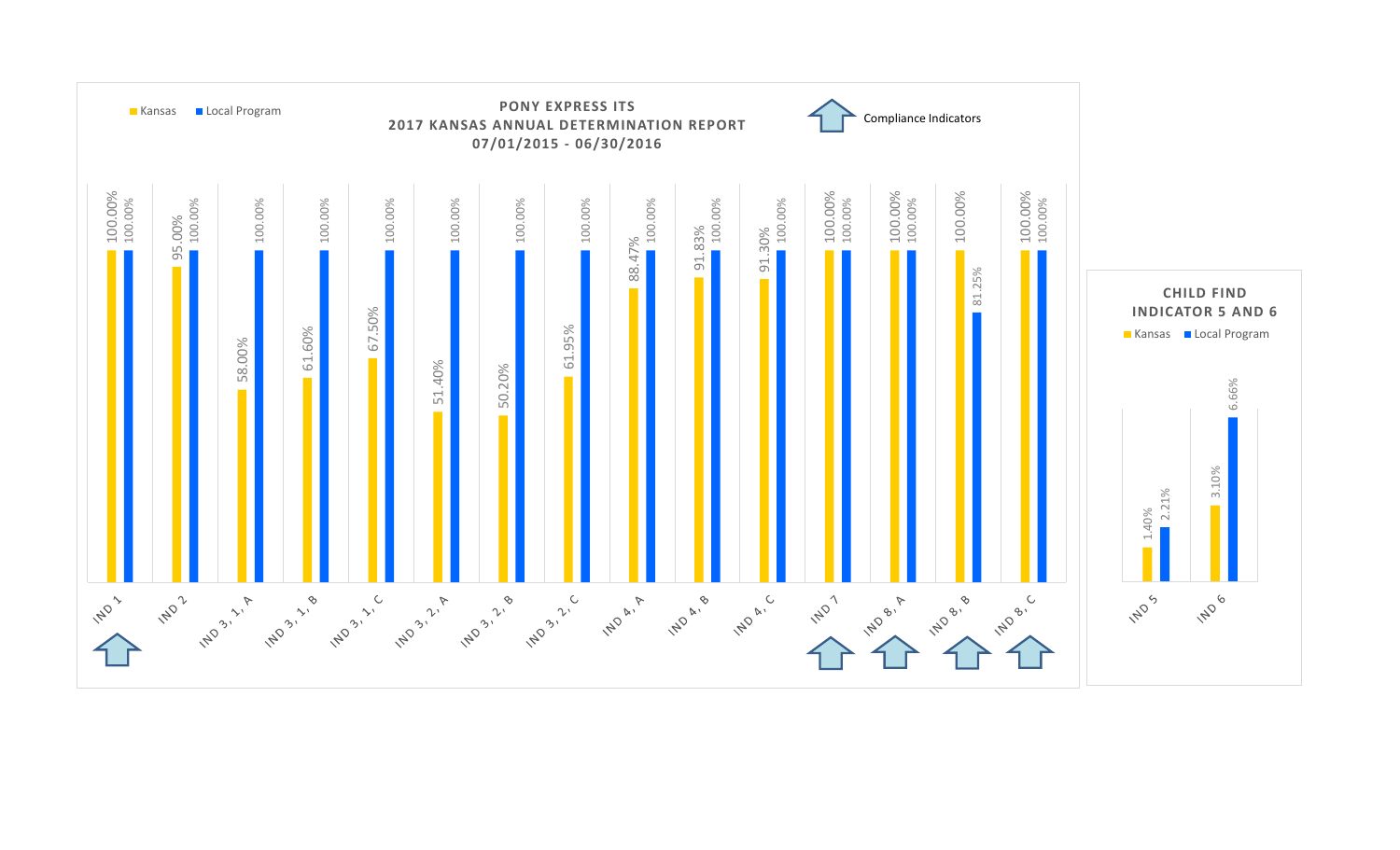**PONY EXPRESS ITS**
**2017 KANSAS ANNUAL DETERMINATION REPORT**
**07/01/2015 - 06/30/2016**

Kansas
Local Program

Compliance Indicators

100.00%
100.00%
95.00%
100.00%
58.00%
100.00%
61.60%
100.00%
67.50%
100.00%
51.40%
100.00%
50.20%
100.00%
61.95%
100.00%
88.47%
100.00%
91.83%
100.00%
91.30%
100.00%
100.00%
100.00%
100.00%
100.00%
100.00%
81.25%
100.00%
100.00%

IND 1
IND 2
IND 3, 1, A
IND 3, 1, B
IND 3, 1, C
IND 3, 2, A
IND 3, 2, B
IND 3, 2, C
IND 4, A
IND 4, B
IND 4, C
IND 7
IND 8, A
IND 8, B
IND 8, C

**CHILD FIND**
**INDICATOR 5 AND 6**

Kansas
Local Program

1.40%
2.21%
3.10%
6.66%

IND 5
IND 6